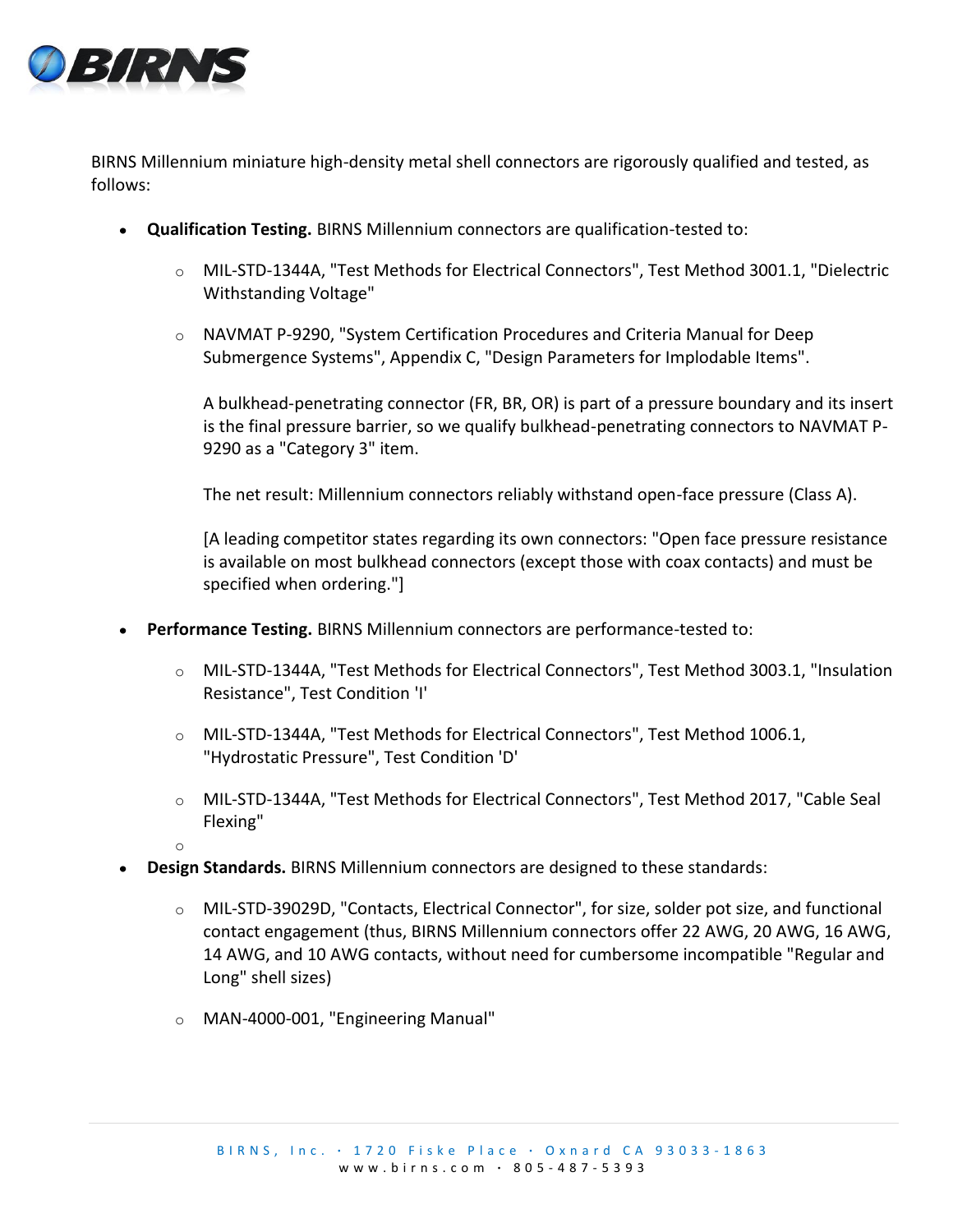BIRNS Millennium miniature high-density metal shell connectors are rigorously qualified and tested, as follows:

- **Qualification Testing.** BIRNS Millennium connectors are qualification-tested to:
  - MIL-STD-1344A, "Test Methods for Electrical Connectors", Test Method 3001.1, "Dielectric Withstanding Voltage"
  - NAVMAT P-9290, "System Certification Procedures and Criteria Manual for Deep Submergence Systems", Appendix C, "Design Parameters for Implodable Items".

    A bulkhead-penetrating connector (FR, BR, OR) is part of a pressure boundary and its insert is the final pressure barrier, so we qualify bulkhead-penetrating connectors to NAVMAT P-9290 as a "Category 3" item.

    The net result: Millennium connectors reliably withstand open-face pressure (Class A).

    [A leading competitor states regarding its own connectors: "Open face pressure resistance is available on most bulkhead connectors (except those with coax contacts) and must be specified when ordering."]
- **Performance Testing.** BIRNS Millennium connectors are performance-tested to:
  - MIL-STD-1344A, "Test Methods for Electrical Connectors", Test Method 3003.1, "Insulation Resistance", Test Condition 'I'
  - MIL-STD-1344A, "Test Methods for Electrical Connectors", Test Method 1006.1, "Hydrostatic Pressure", Test Condition 'D'
  - MIL-STD-1344A, "Test Methods for Electrical Connectors", Test Method 2017, "Cable Seal Flexing"
- **Design Standards.** BIRNS Millennium connectors are designed to these standards:
  - MIL-STD-39029D, "Contacts, Electrical Connector", for size, solder pot size, and functional contact engagement (thus, BIRNS Millennium connectors offer 22 AWG, 20 AWG, 16 AWG, 14 AWG, and 10 AWG contacts, without need for cumbersome incompatible "Regular and Long" shell sizes)
  - MAN-4000-001, "Engineering Manual"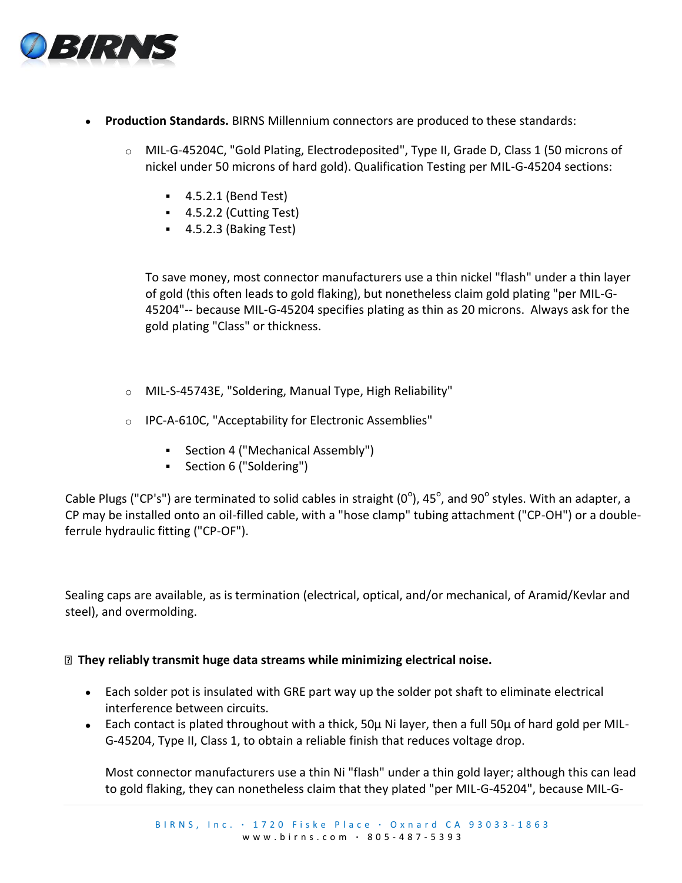- **Production Standards.** BIRNS Millennium connectors are produced to these standards:
  - MIL-G-45204C, "Gold Plating, Electrodeposited", Type II, Grade D, Class 1 (50 microns of nickel under 50 microns of hard gold). Qualification Testing per MIL-G-45204 sections:
    - 4.5.2.1 (Bend Test)
    - 4.5.2.2 (Cutting Test)
    - 4.5.2.3 (Baking Test)

    To save money, most connector manufacturers use a thin nickel "flash" under a thin layer of gold (this often leads to gold flaking), but nonetheless claim gold plating "per MIL-G-45204"-- because MIL-G-45204 specifies plating as thin as 20 microns. Always ask for the gold plating "Class" or thickness.

  - MIL-S-45743E, "Soldering, Manual Type, High Reliability"
  - IPC-A-610C, "Acceptability for Electronic Assemblies"
    - Section 4 ("Mechanical Assembly")
    - Section 6 ("Soldering")

Cable Plugs ("CP's") are terminated to solid cables in straight ($0^{o}$), $45^{o}$, and $90^{o}$ styles. With an adapter, a CP may be installed onto an oil-filled cable, with a "hose clamp" tubing attachment ("CP-OH") or a double-ferrule hydraulic fitting ("CP-OF").

Sealing caps are available, as is termination (electrical, optical, and/or mechanical, of Aramid/Kevlar and steel), and overmolding.

**They reliably transmit huge data streams while minimizing electrical noise.**

- Each solder pot is insulated with GRE part way up the solder pot shaft to eliminate electrical interference between circuits.
- Each contact is plated throughout with a thick, 50µ Ni layer, then a full 50µ of hard gold per MIL-G-45204, Type II, Class 1, to obtain a reliable finish that reduces voltage drop.

  Most connector manufacturers use a thin Ni "flash" under a thin gold layer; although this can lead to gold flaking, they can nonetheless claim that they plated "per MIL-G-45204", because MIL-G-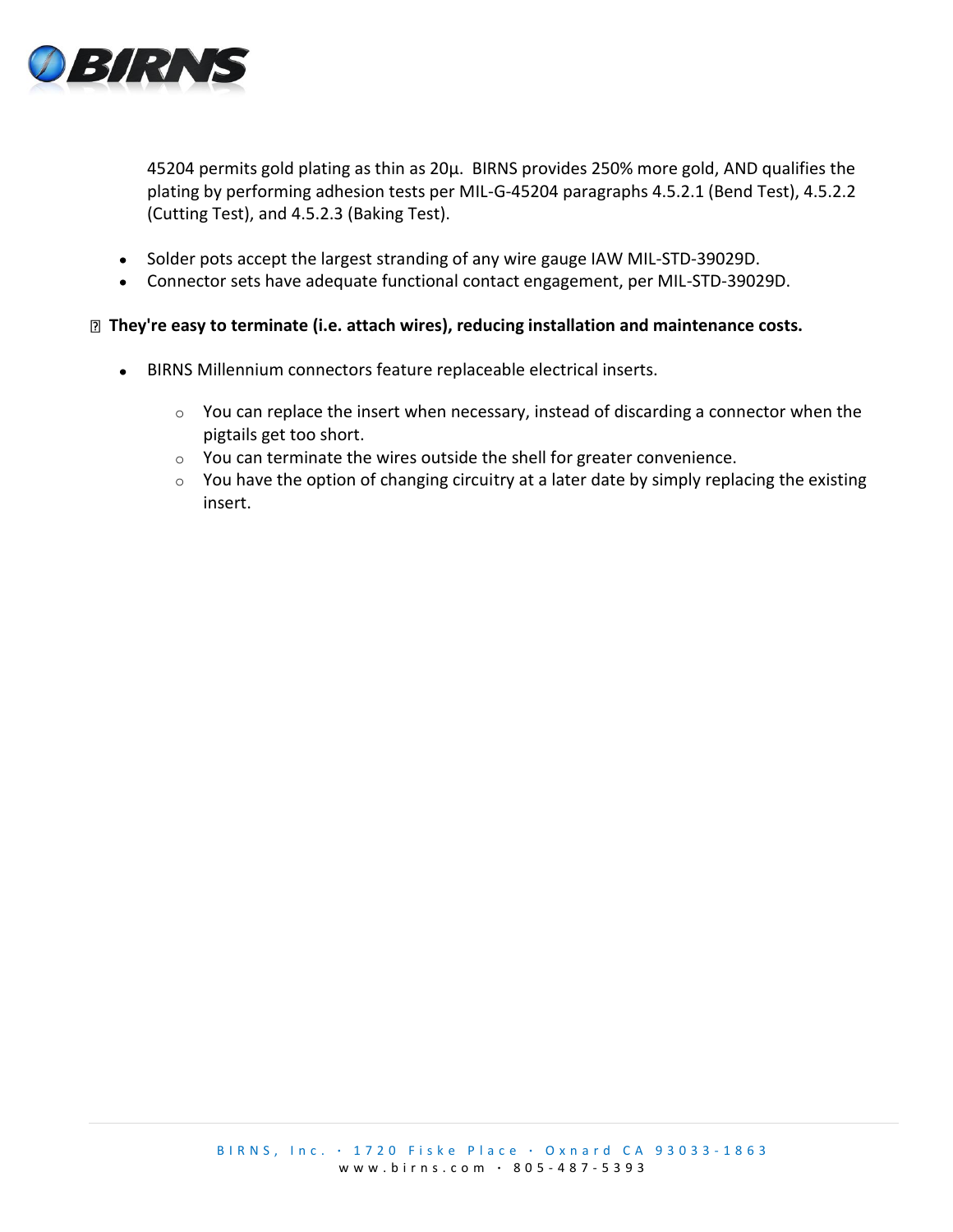45204 permits gold plating as thin as 20µ. BIRNS provides 250% more gold, AND qualifies the plating by performing adhesion tests per MIL-G-45204 paragraphs 4.5.2.1 (Bend Test), 4.5.2.2 (Cutting Test), and 4.5.2.3 (Baking Test).

- Solder pots accept the largest stranding of any wire gauge IAW MIL-STD-39029D.
- Connector sets have adequate functional contact engagement, per MIL-STD-39029D.

**They're easy to terminate (i.e. attach wires), reducing installation and maintenance costs.**

- BIRNS Millennium connectors feature replaceable electrical inserts.
  - You can replace the insert when necessary, instead of discarding a connector when the pigtails get too short.
  - You can terminate the wires outside the shell for greater convenience.
  - You have the option of changing circuitry at a later date by simply replacing the existing insert.